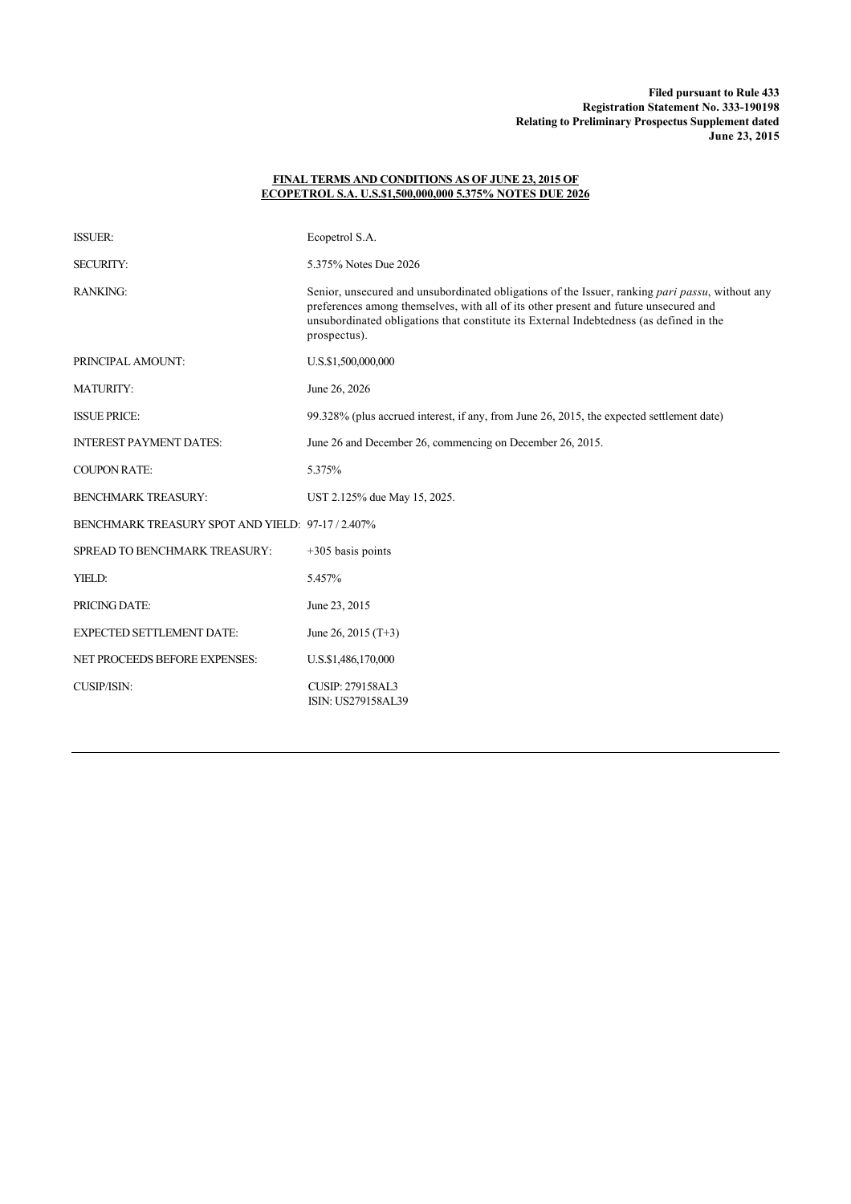**Filed pursuant to Rule 433**
**Registration Statement No. 333-190198**
**Relating to Preliminary Prospectus Supplement dated**
**June 23, 2015**

**FINAL TERMS AND CONDITIONS AS OF JUNE 23, 2015 OF ECOPETROL S.A. U.S.$1,500,000,000 5.375% NOTES DUE 2026**

| | |
|---|---|
| ISSUER: | Ecopetrol S.A. |
| SECURITY: | 5.375% Notes Due 2026 |
| RANKING: | Senior, unsecured and unsubordinated obligations of the Issuer, ranking *pari passu*, without any preferences among themselves, with all of its other present and future unsecured and unsubordinated obligations that constitute its External Indebtedness (as defined in the prospectus). |
| PRINCIPAL AMOUNT: | U.S.$1,500,000,000 |
| MATURITY: | June 26, 2026 |
| ISSUE PRICE: | 99.328% (plus accrued interest, if any, from June 26, 2015, the expected settlement date) |
| INTEREST PAYMENT DATES: | June 26 and December 26, commencing on December 26, 2015. |
| COUPON RATE: | 5.375% |
| BENCHMARK TREASURY: | UST 2.125% due May 15, 2025. |
| BENCHMARK TREASURY SPOT AND YIELD: | 97-17 / 2.407% |
| SPREAD TO BENCHMARK TREASURY: | +305 basis points |
| YIELD: | 5.457% |
| PRICING DATE: | June 23, 2015 |
| EXPECTED SETTLEMENT DATE: | June 26, 2015 (T+3) |
| NET PROCEEDS BEFORE EXPENSES: | U.S.$1,486,170,000 |
| CUSIP/ISIN: | CUSIP: 279158AL3<br>ISIN: US279158AL39 |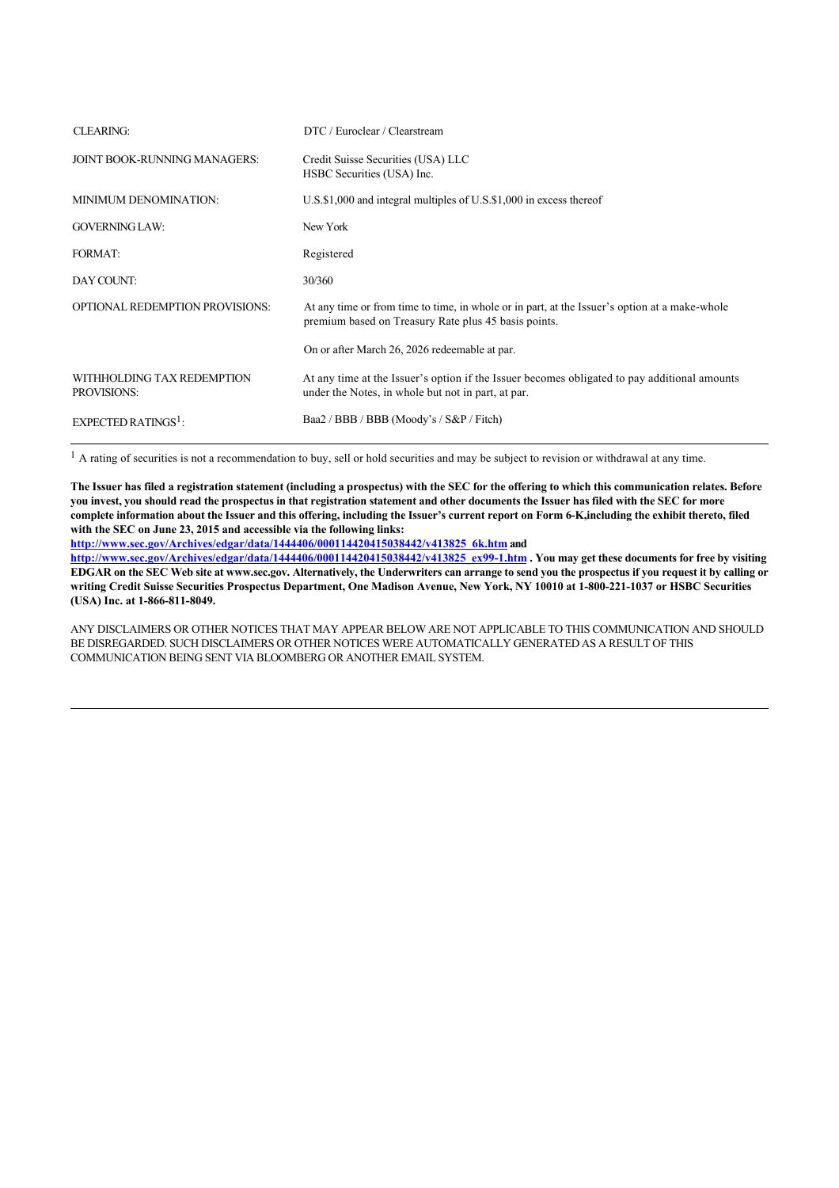| | |
|---|---|
| CLEARING: | DTC / Euroclear / Clearstream |
| JOINT BOOK-RUNNING MANAGERS: | Credit Suisse Securities (USA) LLC<br>HSBC Securities (USA) Inc. |
| MINIMUM DENOMINATION: | U.S.$1,000 and integral multiples of U.S.$1,000 in excess thereof |
| GOVERNING LAW: | New York |
| FORMAT: | Registered |
| DAY COUNT: | 30/360 |
| OPTIONAL REDEMPTION PROVISIONS: | At any time or from time to time, in whole or in part, at the Issuer's option at a make-whole premium based on Treasury Rate plus 45 basis points.<br><br>On or after March 26, 2026 redeemable at par. |
| WITHHOLDING TAX REDEMPTION PROVISIONS: | At any time at the Issuer's option if the Issuer becomes obligated to pay additional amounts under the Notes, in whole but not in part, at par. |
| EXPECTED RATINGS[1]: | Baa2 / BBB / BBB (Moody's / S&P / Fitch) |

[1] A rating of securities is not a recommendation to buy, sell or hold securities and may be subject to revision or withdrawal at any time.

**The Issuer has filed a registration statement (including a prospectus) with the SEC for the offering to which this communication relates. Before you invest, you should read the prospectus in that registration statement and other documents the Issuer has filed with the SEC for more complete information about the Issuer and this offering, including the Issuer's current report on Form 6-K,including the exhibit thereto, filed with the SEC on June 23, 2015 and accessible via the following links: [http://www.sec.gov/Archives/edgar/data/1444406/000114420415038442/v413825_6k.htm](http://www.sec.gov/Archives/edgar/data/1444406/000114420415038442/v413825_6k.htm) and [http://www.sec.gov/Archives/edgar/data/1444406/000114420415038442/v413825_ex99-1.htm](http://www.sec.gov/Archives/edgar/data/1444406/000114420415038442/v413825_ex99-1.htm) . You may get these documents for free by visiting EDGAR on the SEC Web site at www.sec.gov. Alternatively, the Underwriters can arrange to send you the prospectus if you request it by calling or writing Credit Suisse Securities Prospectus Department, One Madison Avenue, New York, NY 10010 at 1-800-221-1037 or HSBC Securities (USA) Inc. at 1-866-811-8049.**

ANY DISCLAIMERS OR OTHER NOTICES THAT MAY APPEAR BELOW ARE NOT APPLICABLE TO THIS COMMUNICATION AND SHOULD BE DISREGARDED. SUCH DISCLAIMERS OR OTHER NOTICES WERE AUTOMATICALLY GENERATED AS A RESULT OF THIS COMMUNICATION BEING SENT VIA BLOOMBERG OR ANOTHER EMAIL SYSTEM.